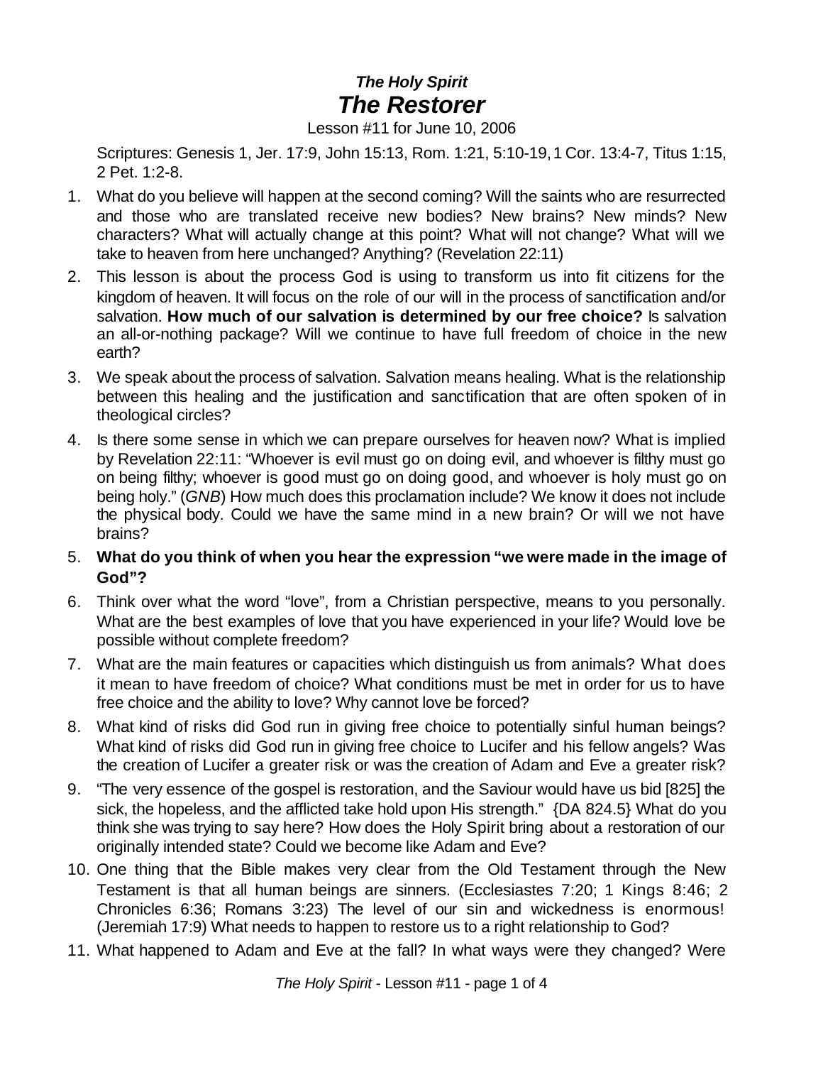# *The Holy Spirit*
# *The Restorer*

Lesson #11 for June 10, 2006

Scriptures: Genesis 1, Jer. 17:9, John 15:13, Rom. 1:21, 5:10-19, 1 Cor. 13:4-7, Titus 1:15, 2 Pet. 1:2-8.

1. What do you believe will happen at the second coming? Will the saints who are resurrected and those who are translated receive new bodies? New brains? New minds? New characters? What will actually change at this point? What will not change? What will we take to heaven from here unchanged? Anything? (Revelation 22:11)
2. This lesson is about the process God is using to transform us into fit citizens for the kingdom of heaven. It will focus on the role of our will in the process of sanctification and/or salvation. **How much of our salvation is determined by our free choice?** Is salvation an all-or-nothing package? Will we continue to have full freedom of choice in the new earth?
3. We speak about the process of salvation. Salvation means healing. What is the relationship between this healing and the justification and sanctification that are often spoken of in theological circles?
4. Is there some sense in which we can prepare ourselves for heaven now? What is implied by Revelation 22:11: "Whoever is evil must go on doing evil, and whoever is filthy must go on being filthy; whoever is good must go on doing good, and whoever is holy must go on being holy." (*GNB*) How much does this proclamation include? We know it does not include the physical body. Could we have the same mind in a new brain? Or will we not have brains?
5. **What do you think of when you hear the expression "we were made in the image of God"?**
6. Think over what the word "love", from a Christian perspective, means to you personally. What are the best examples of love that you have experienced in your life? Would love be possible without complete freedom?
7. What are the main features or capacities which distinguish us from animals? What does it mean to have freedom of choice? What conditions must be met in order for us to have free choice and the ability to love? Why cannot love be forced?
8. What kind of risks did God run in giving free choice to potentially sinful human beings? What kind of risks did God run in giving free choice to Lucifer and his fellow angels? Was the creation of Lucifer a greater risk or was the creation of Adam and Eve a greater risk?
9. "The very essence of the gospel is restoration, and the Saviour would have us bid [825] the sick, the hopeless, and the afflicted take hold upon His strength." {DA 824.5} What do you think she was trying to say here? How does the Holy Spirit bring about a restoration of our originally intended state? Could we become like Adam and Eve?
10. One thing that the Bible makes very clear from the Old Testament through the New Testament is that all human beings are sinners. (Ecclesiastes 7:20; 1 Kings 8:46; 2 Chronicles 6:36; Romans 3:23) The level of our sin and wickedness is enormous! (Jeremiah 17:9) What needs to happen to restore us to a right relationship to God?
11. What happened to Adam and Eve at the fall? In what ways were they changed? Were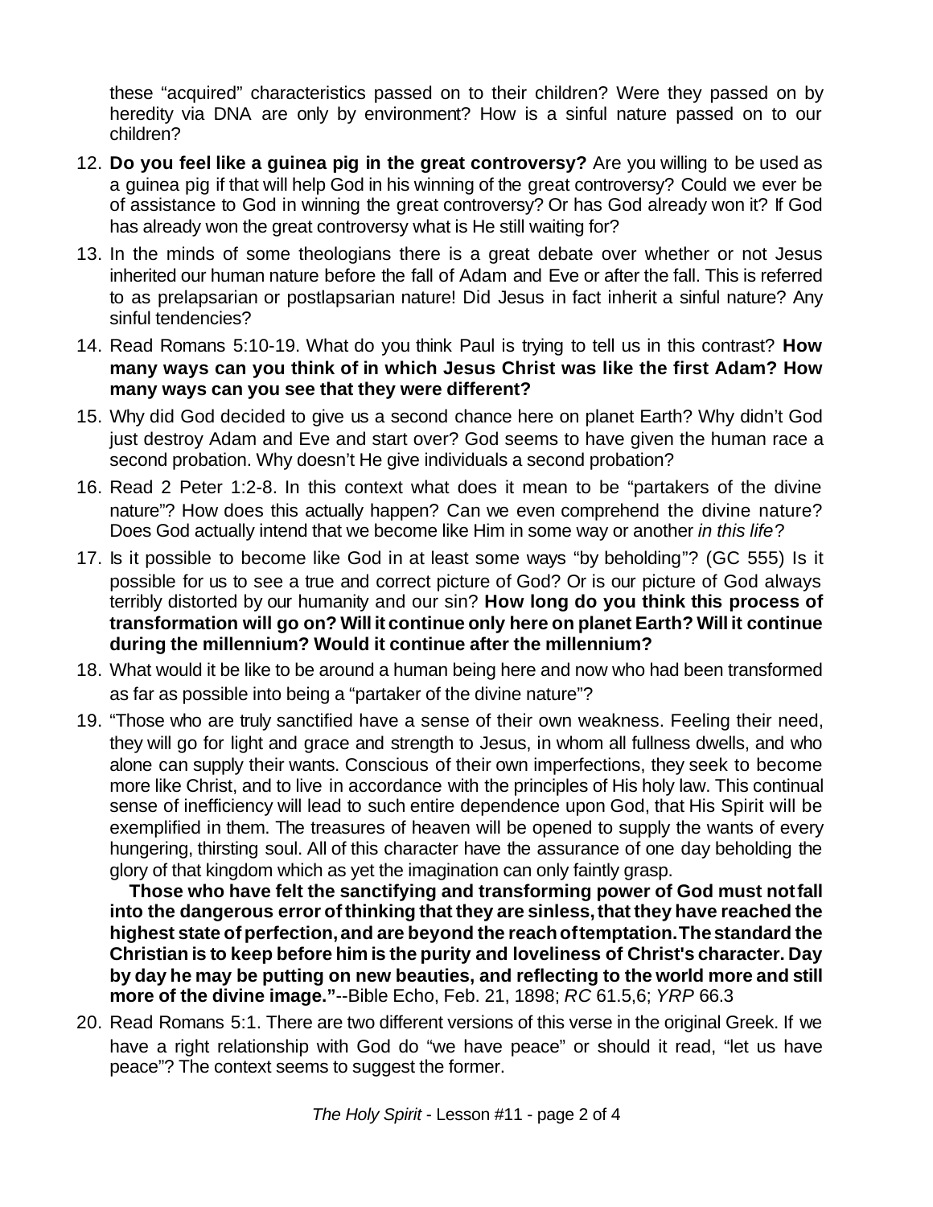these "acquired" characteristics passed on to their children? Were they passed on by heredity via DNA are only by environment? How is a sinful nature passed on to our children?

12. **Do you feel like a guinea pig in the great controversy?** Are you willing to be used as a guinea pig if that will help God in his winning of the great controversy? Could we ever be of assistance to God in winning the great controversy? Or has God already won it? If God has already won the great controversy what is He still waiting for?

13. In the minds of some theologians there is a great debate over whether or not Jesus inherited our human nature before the fall of Adam and Eve or after the fall. This is referred to as prelapsarian or postlapsarian nature! Did Jesus in fact inherit a sinful nature? Any sinful tendencies?

14. Read Romans 5:10-19. What do you think Paul is trying to tell us in this contrast? **How many ways can you think of in which Jesus Christ was like the first Adam? How many ways can you see that they were different?**

15. Why did God decided to give us a second chance here on planet Earth? Why didn't God just destroy Adam and Eve and start over? God seems to have given the human race a second probation. Why doesn't He give individuals a second probation?

16. Read 2 Peter 1:2-8. In this context what does it mean to be "partakers of the divine nature"? How does this actually happen? Can we even comprehend the divine nature? Does God actually intend that we become like Him in some way or another *in this life*?

17. Is it possible to become like God in at least some ways "by beholding"? (GC 555) Is it possible for us to see a true and correct picture of God? Or is our picture of God always terribly distorted by our humanity and our sin? **How long do you think this process of transformation will go on? Will it continue only here on planet Earth? Will it continue during the millennium? Would it continue after the millennium?**

18. What would it be like to be around a human being here and now who had been transformed as far as possible into being a "partaker of the divine nature"?

19. "Those who are truly sanctified have a sense of their own weakness. Feeling their need, they will go for light and grace and strength to Jesus, in whom all fullness dwells, and who alone can supply their wants. Conscious of their own imperfections, they seek to become more like Christ, and to live in accordance with the principles of His holy law. This continual sense of inefficiency will lead to such entire dependence upon God, that His Spirit will be exemplified in them. The treasures of heaven will be opened to supply the wants of every hungering, thirsting soul. All of this character have the assurance of one day beholding the glory of that kingdom which as yet the imagination can only faintly grasp.

    **Those who have felt the sanctifying and transforming power of God must not fall into the dangerous error of thinking that they are sinless, that they have reached the highest state of perfection, and are beyond the reach of temptation. The standard the Christian is to keep before him is the purity and loveliness of Christ's character. Day by day he may be putting on new beauties, and reflecting to the world more and still more of the divine image."**--Bible Echo, Feb. 21, 1898; *RC* 61.5,6; *YRP* 66.3

20. Read Romans 5:1. There are two different versions of this verse in the original Greek. If we have a right relationship with God do "we have peace" or should it read, "let us have peace"? The context seems to suggest the former.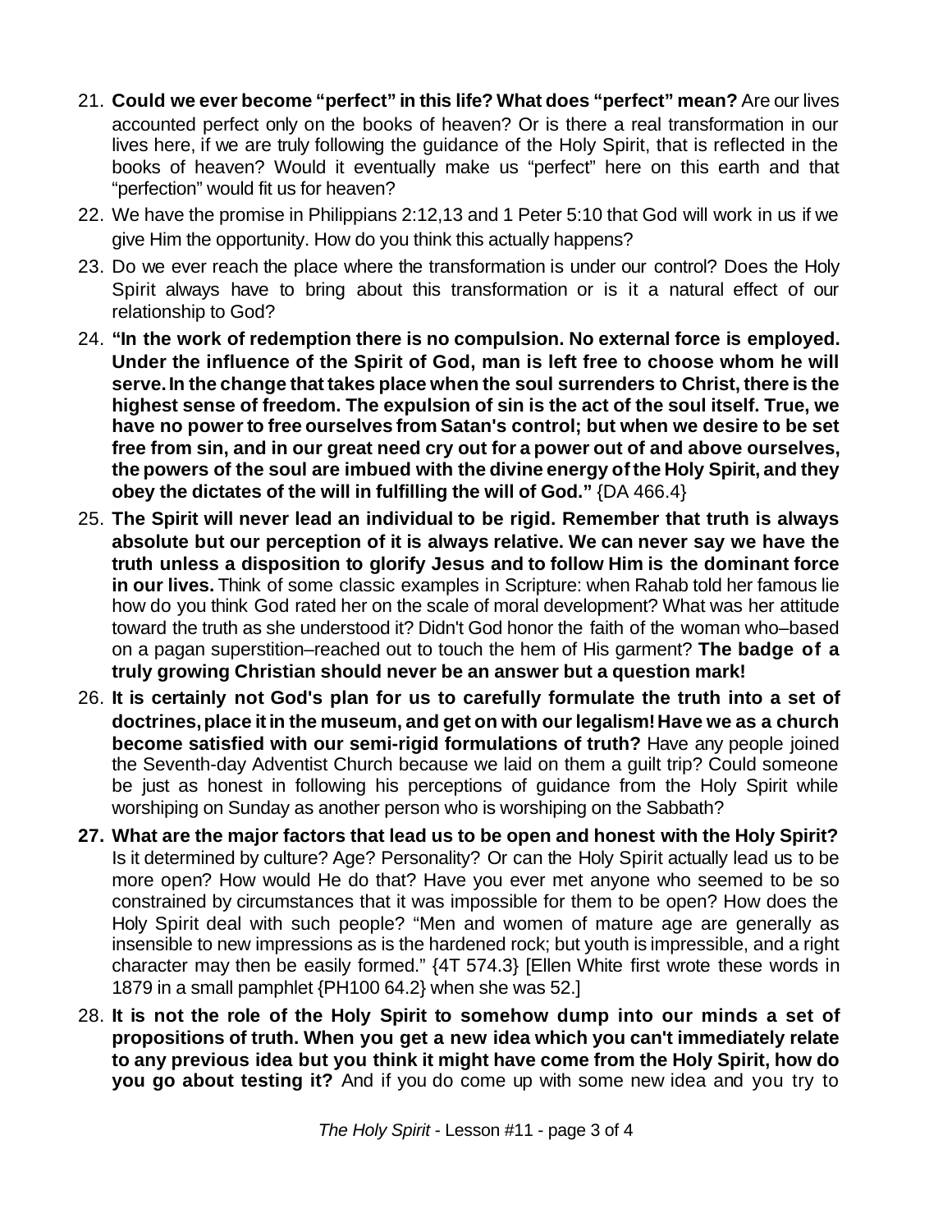21. **Could we ever become "perfect" in this life? What does "perfect" mean?** Are our lives accounted perfect only on the books of heaven? Or is there a real transformation in our lives here, if we are truly following the guidance of the Holy Spirit, that is reflected in the books of heaven? Would it eventually make us "perfect" here on this earth and that "perfection" would fit us for heaven?

22. We have the promise in Philippians 2:12,13 and 1 Peter 5:10 that God will work in us if we give Him the opportunity. How do you think this actually happens?

23. Do we ever reach the place where the transformation is under our control? Does the Holy Spirit always have to bring about this transformation or is it a natural effect of our relationship to God?

24. **"In the work of redemption there is no compulsion. No external force is employed. Under the influence of the Spirit of God, man is left free to choose whom he will serve. In the change that takes place when the soul surrenders to Christ, there is the highest sense of freedom. The expulsion of sin is the act of the soul itself. True, we have no power to free ourselves from Satan's control; but when we desire to be set free from sin, and in our great need cry out for a power out of and above ourselves, the powers of the soul are imbued with the divine energy of the Holy Spirit, and they obey the dictates of the will in fulfilling the will of God."** {DA 466.4}

25. **The Spirit will never lead an individual to be rigid. Remember that truth is always absolute but our perception of it is always relative. We can never say we have the truth unless a disposition to glorify Jesus and to follow Him is the dominant force in our lives.** Think of some classic examples in Scripture: when Rahab told her famous lie how do you think God rated her on the scale of moral development? What was her attitude toward the truth as she understood it? Didn't God honor the faith of the woman who–based on a pagan superstition–reached out to touch the hem of His garment? **The badge of a truly growing Christian should never be an answer but a question mark!**

26. **It is certainly not God's plan for us to carefully formulate the truth into a set of doctrines, place it in the museum, and get on with our legalism! Have we as a church become satisfied with our semi-rigid formulations of truth?** Have any people joined the Seventh-day Adventist Church because we laid on them a guilt trip? Could someone be just as honest in following his perceptions of guidance from the Holy Spirit while worshiping on Sunday as another person who is worshiping on the Sabbath?

27. **What are the major factors that lead us to be open and honest with the Holy Spirit?** Is it determined by culture? Age? Personality? Or can the Holy Spirit actually lead us to be more open? How would He do that? Have you ever met anyone who seemed to be so constrained by circumstances that it was impossible for them to be open? How does the Holy Spirit deal with such people? "Men and women of mature age are generally as insensible to new impressions as is the hardened rock; but youth is impressible, and a right character may then be easily formed." {4T 574.3} [Ellen White first wrote these words in 1879 in a small pamphlet {PH100 64.2} when she was 52.]

28. **It is not the role of the Holy Spirit to somehow dump into our minds a set of propositions of truth. When you get a new idea which you can't immediately relate to any previous idea but you think it might have come from the Holy Spirit, how do you go about testing it?** And if you do come up with some new idea and you try to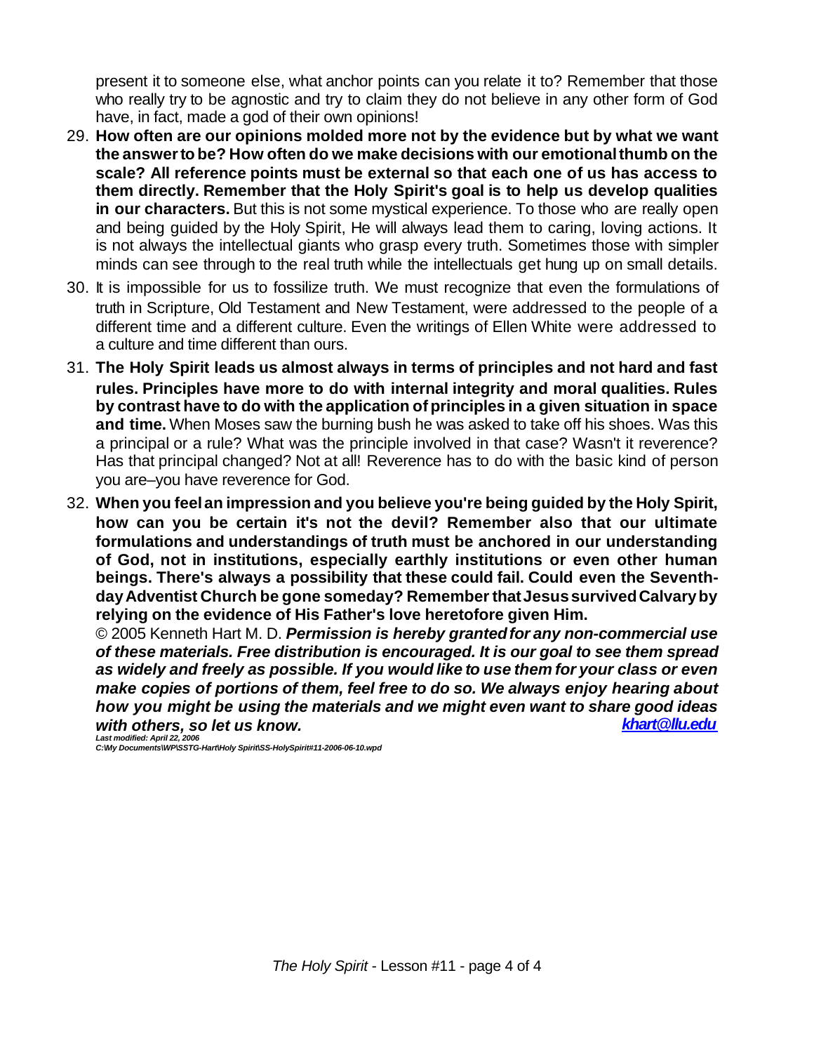present it to someone else, what anchor points can you relate it to? Remember that those who really try to be agnostic and try to claim they do not believe in any other form of God have, in fact, made a god of their own opinions!

29. **How often are our opinions molded more not by the evidence but by what we want the answer to be? How often do we make decisions with our emotional thumb on the scale? All reference points must be external so that each one of us has access to them directly. Remember that the Holy Spirit's goal is to help us develop qualities in our characters.** But this is not some mystical experience. To those who are really open and being guided by the Holy Spirit, He will always lead them to caring, loving actions. It is not always the intellectual giants who grasp every truth. Sometimes those with simpler minds can see through to the real truth while the intellectuals get hung up on small details.

30. It is impossible for us to fossilize truth. We must recognize that even the formulations of truth in Scripture, Old Testament and New Testament, were addressed to the people of a different time and a different culture. Even the writings of Ellen White were addressed to a culture and time different than ours.

31. **The Holy Spirit leads us almost always in terms of principles and not hard and fast rules. Principles have more to do with internal integrity and moral qualities. Rules by contrast have to do with the application of principles in a given situation in space and time.** When Moses saw the burning bush he was asked to take off his shoes. Was this a principal or a rule? What was the principle involved in that case? Wasn't it reverence? Has that principal changed? Not at all! Reverence has to do with the basic kind of person you are–you have reverence for God.

32. **When you feel an impression and you believe you're being guided by the Holy Spirit, how can you be certain it's not the devil? Remember also that our ultimate formulations and understandings of truth must be anchored in our understanding of God, not in institutions, especially earthly institutions or even other human beings. There's always a possibility that these could fail. Could even the Seventh-day Adventist Church be gone someday? Remember that Jesus survived Calvary by relying on the evidence of His Father's love heretofore given Him.**

© 2005 Kenneth Hart M. D. ***Permission is hereby granted for any non-commercial use of these materials. Free distribution is encouraged. It is our goal to see them spread as widely and freely as possible. If you would like to use them for your class or even make copies of portions of them, feel free to do so. We always enjoy hearing about how you might be using the materials and we might even want to share good ideas with others, so let us know.*** ***khart@llu.edu***

***Last modified: April 22, 2006***
***C:\My Documents\WP\SSTG-Hart\Holy Spirit\SS-HolySpirit#11-2006-06-10.wpd***